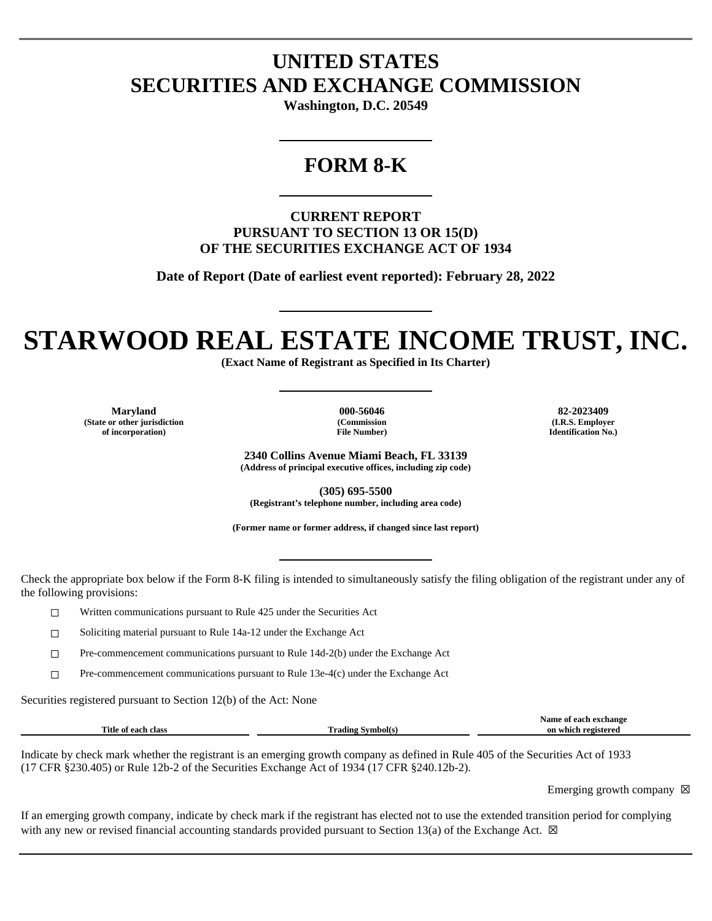# UNITED STATES
# SECURITIES AND EXCHANGE COMMISSION

**Washington, D.C. 20549**

# FORM 8-K

**CURRENT REPORT**
**PURSUANT TO SECTION 13 OR 15(D)**
**OF THE SECURITIES EXCHANGE ACT OF 1934**

**Date of Report (Date of earliest event reported): February 28, 2022**

# STARWOOD REAL ESTATE INCOME TRUST, INC.

**(Exact Name of Registrant as Specified in Its Charter)**

| Maryland | 000-56046 | 82-2023409 |
|---|---|---|
| (State or other jurisdiction of incorporation) | (Commission File Number) | (I.R.S. Employer Identification No.) |

**2340 Collins Avenue Miami Beach, FL 33139**
**(Address of principal executive offices, including zip code)**

**(305) 695-5500**
**(Registrant's telephone number, including area code)**

**(Former name or former address, if changed since last report)**

Check the appropriate box below if the Form 8-K filing is intended to simultaneously satisfy the filing obligation of the registrant under any of the following provisions:

☐ Written communications pursuant to Rule 425 under the Securities Act

☐ Soliciting material pursuant to Rule 14a-12 under the Exchange Act

☐ Pre-commencement communications pursuant to Rule 14d-2(b) under the Exchange Act

☐ Pre-commencement communications pursuant to Rule 13e-4(c) under the Exchange Act

Securities registered pursuant to Section 12(b) of the Act: None

| Title of each class | Trading Symbol(s) | Name of each exchange on which registered |
|---|---|---|

Indicate by check mark whether the registrant is an emerging growth company as defined in Rule 405 of the Securities Act of 1933 (17 CFR §230.405) or Rule 12b-2 of the Securities Exchange Act of 1934 (17 CFR §240.12b-2).

Emerging growth company ☒

If an emerging growth company, indicate by check mark if the registrant has elected not to use the extended transition period for complying with any new or revised financial accounting standards provided pursuant to Section 13(a) of the Exchange Act. ☒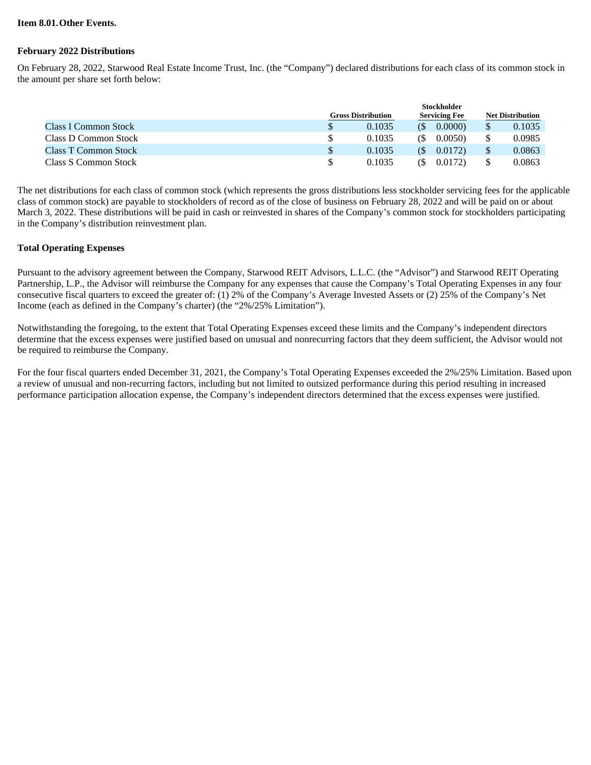**Item 8.01. Other Events.**

**February 2022 Distributions**

On February 28, 2022, Starwood Real Estate Income Trust, Inc. (the “Company”) declared distributions for each class of its common stock in the amount per share set forth below:

| | Gross Distribution | Stockholder Servicing Fee | Net Distribution |
|---|---|---|---|
| Class I Common Stock | $ 0.1035 | ($ 0.0000) | $ 0.1035 |
| Class D Common Stock | $ 0.1035 | ($ 0.0050) | $ 0.0985 |
| Class T Common Stock | $ 0.1035 | ($ 0.0172) | $ 0.0863 |
| Class S Common Stock | $ 0.1035 | ($ 0.0172) | $ 0.0863 |

The net distributions for each class of common stock (which represents the gross distributions less stockholder servicing fees for the applicable class of common stock) are payable to stockholders of record as of the close of business on February 28, 2022 and will be paid on or about March 3, 2022. These distributions will be paid in cash or reinvested in shares of the Company’s common stock for stockholders participating in the Company’s distribution reinvestment plan.

**Total Operating Expenses**

Pursuant to the advisory agreement between the Company, Starwood REIT Advisors, L.L.C. (the “Advisor”) and Starwood REIT Operating Partnership, L.P., the Advisor will reimburse the Company for any expenses that cause the Company’s Total Operating Expenses in any four consecutive fiscal quarters to exceed the greater of: (1) 2% of the Company’s Average Invested Assets or (2) 25% of the Company’s Net Income (each as defined in the Company’s charter) (the “2%/25% Limitation”).

Notwithstanding the foregoing, to the extent that Total Operating Expenses exceed these limits and the Company’s independent directors determine that the excess expenses were justified based on unusual and nonrecurring factors that they deem sufficient, the Advisor would not be required to reimburse the Company.

For the four fiscal quarters ended December 31, 2021, the Company’s Total Operating Expenses exceeded the 2%/25% Limitation. Based upon a review of unusual and non-recurring factors, including but not limited to outsized performance during this period resulting in increased performance participation allocation expense, the Company’s independent directors determined that the excess expenses were justified.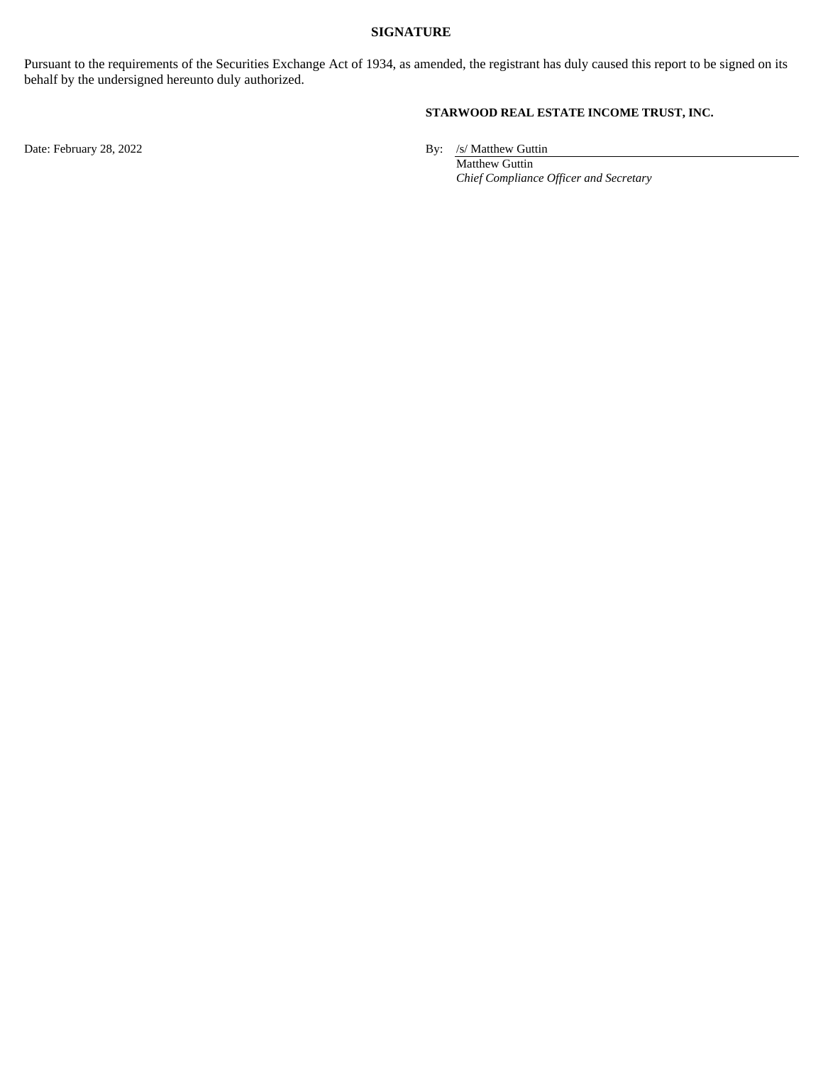**SIGNATURE**

Pursuant to the requirements of the Securities Exchange Act of 1934, as amended, the registrant has duly caused this report to be signed on its behalf by the undersigned hereunto duly authorized.

**STARWOOD REAL ESTATE INCOME TRUST, INC.**

Date: February 28, 2022

By: /s/ Matthew Guttin
Matthew Guttin
*Chief Compliance Officer and Secretary*